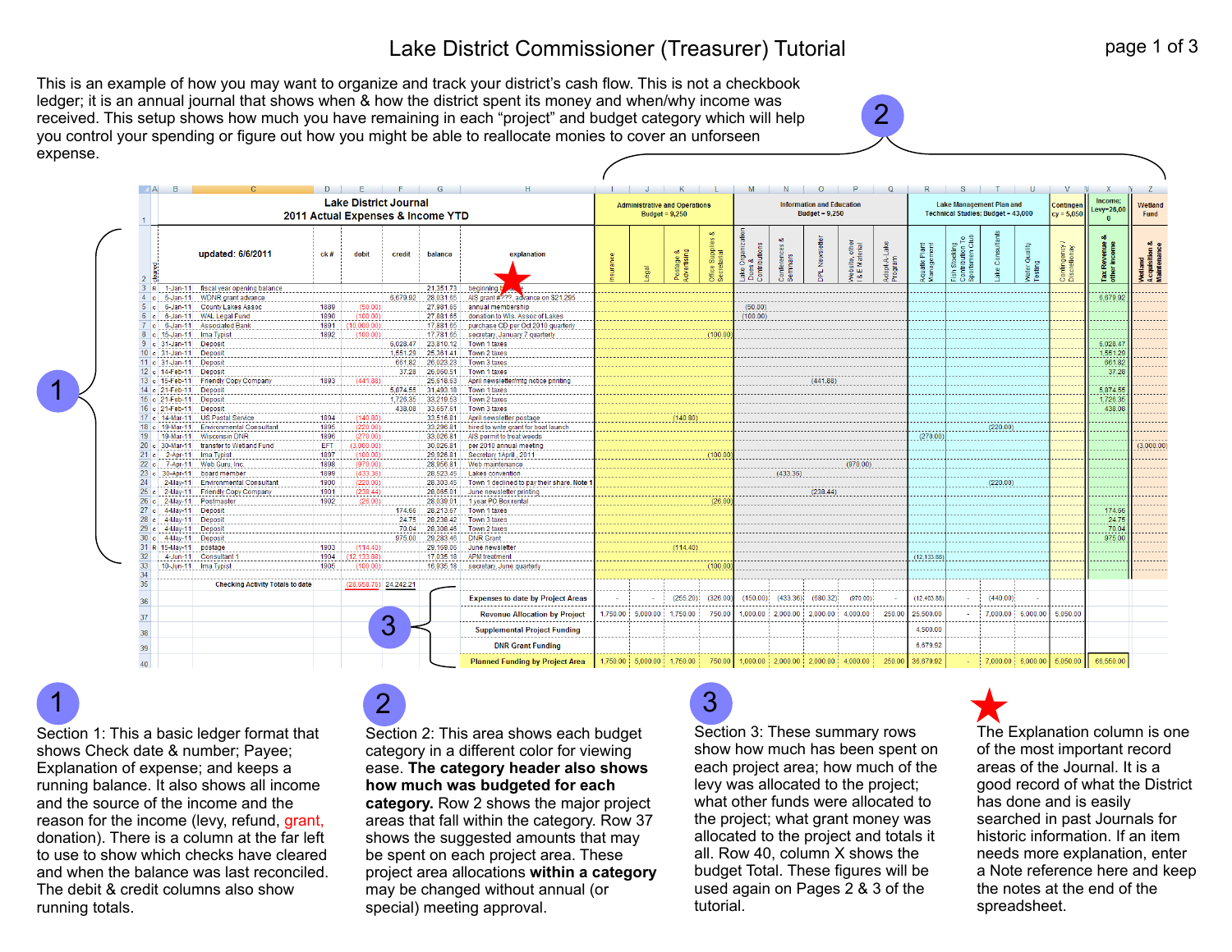# Lake District Commissioner (Treasurer) Tutorial

This is an example of how you may want to organize and track your district's cash flow. This is not a checkbook ledger; it is an annual journal that shows when & how the district spent its money and when/why income was received. This setup shows how much you have remaining in each "project" and budget category which will help you control your spending or figure out how you might be able to reallocate monies to cover an unforseen expense.

**Lake District Journal**
**2011 Actual Expenses & Income YTD**

**updated: 6/6/2011**

| cleared | date | payee | ck # | debit | credit | balance | explanation | Administrative and Operations Budget = 9,250 | | | | Information and Education Budget = 9,250 | | | | | Lake Management Plan and Technical Studies; Budget = 43,000 | | | | Contingency = 5,050 | Income; Levy=26,000 | Wetland Fund |
|---|---|---|---|---|---|---|---|---|---|---|---|---|---|---|---|---|---|---|---|---|---|---|---|
| | | | | | | | | Insurance | Legal | Postage & Advertising | Office Supplies & Secretarial | Lake Organization Dues & Contributions | Conferences & Seminars | DPL Newsletter | Website, other I & E Material | Adopt-A-Lake Program | Aquatic Plant Management | Fish Stocking Contribution To Sportsmen Club | Lake Consultants | Water Quality Testing | Contingency / Discretionary | Tax Revenue & other Income | Wetland Acquisition & Maintenance |
| R | 1-Jan-11 | fiscal year opening balance | | | | 21,351.73 | beginning | | | | | | | | | | | | | | | | |
| c | 5-Jan-11 | WDNR grant advance | | | 6,679.92 | 28,031.65 | AIS grant #??? advance on $21,295 | | | | | | | | | | | | | | | 6,679.92 | |
| c | 6-Jan-11 | County Lakes Assoc | 1889 | (50.00) | | 27,981.65 | annual membership | | | | | (50.00) | | | | | | | | | | | |
| c | 6-Jan-11 | WAL Legal Fund | 1890 | (100.00) | | 27,881.65 | donation to Wis. Assoc of Lakes | | | | | (100.00) | | | | | | | | | | | |
| c | 6-Jan-11 | Associated Bank | 1891 | (10,000.00) | | 17,881.65 | purchase CD per Oct 2010 quarterly | | | | | | | | | | | | | | | | |
| c | 15-Jan-11 | Ima Typist | 1892 | (100.00) | | 17,781.65 | secretary, January quarterly | | | | (100.00) | | | | | | | | | | | | |
| c | 31-Jan-11 | Deposit | | | 6,028.47 | 23,810.12 | Town 1 taxes | | | | | | | | | | | | | | | 6,028.47 | |
| c | 31-Jan-11 | Deposit | | | 1,551.29 | 25,361.41 | Town 2 taxes | | | | | | | | | | | | | | | 1,551.29 | |
| c | 31-Jan-11 | Deposit | | | 661.82 | 26,023.23 | Town 3 taxes | | | | | | | | | | | | | | | 661.82 | |
| c | 14-Feb-11 | Deposit | | | 37.28 | 26,060.51 | Town 1 taxes | | | | | | | | | | | | | | | 37.28 | |
| c | 15-Feb-11 | Friendly Copy Company | 1893 | (441.88) | | 25,618.63 | April newsletter/mtg notice printing | | | | | | | (441.88) | | | | | | | | | |
| c | 21-Feb-11 | Deposit | | | 5,874.55 | 31,493.18 | Town 1 taxes | | | | | | | | | | | | | | | 5,874.55 | |
| c | 21-Feb-11 | Deposit | | | 1,726.35 | 33,219.53 | Town 2 taxes | | | | | | | | | | | | | | | 1,726.35 | |
| c | 21-Feb-11 | Deposit | | | 438.08 | 33,657.61 | Town 3 taxes | | | | | | | | | | | | | | | 438.08 | |
| c | 14-Mar-11 | US Postal Service | 1894 | (140.80) | | 33,516.81 | April newsletter postage | | | (140.80) | | | | | | | | | | | | | |
| c | 19-Mar-11 | Environmental Consultant | 1895 | (220.00) | | 33,296.81 | hired to write grant for boat launch | | | | | | | | | | | | (220.00) | | | | |
| c | 19-Mar-11 | Wisconsin DNR | 1896 | (270.00) | | 33,026.81 | AIS permit to treat weeds | | | | | | | | | | (270.00) | | | | | | |
| c | 30-Mar-11 | transfer to Wetland Fund | EFT | (3,000.00) | | 30,026.81 | per 2010 annual meeting | | | | | | | | | | | | | | | | (3,000.00) |
| c | 2-Apr-11 | Ima Typist | 1897 | (100.00) | | 29,926.81 | Secretary 1April, 2011 | | | | (100.00) | | | | | | | | | | | | |
| c | 7-Apr-11 | Web Guru, Inc. | 1898 | (970.00) | | 28,956.81 | Web maintenance | | | | | | | | (970.00) | | | | | | | | |
| c | 30-Apr-11 | board member | 1899 | (433.36) | | 28,523.45 | Lakes convention | | | | | | (433.36) | | | | | | | | | | |
| c | 2-May-11 | Environmental Consultant | 1900 | (220.00) | | 28,303.45 | Town 1 declined to par their share. Note 1 | | | | | | | | | | | | (220.00) | | | | |
| c | 2-May-11 | Friendly Copy Company | 1901 | (238.44) | | 28,065.01 | June newsletter printing | | | | | | | (238.44) | | | | | | | | | |
| c | 2-May-11 | Postmaster | 1902 | (26.00) | | 28,039.01 | 1 year PO Box rental | | | | (26.00) | | | | | | | | | | | | |
| c | 4-May-11 | Deposit | | | 174.66 | 28,213.67 | Town 1 taxes | | | | | | | | | | | | | | | 174.66 | |
| c | 4-May-11 | Deposit | | | 24.75 | 28,238.42 | Town 3 taxes | | | | | | | | | | | | | | | 24.75 | |
| c | 4-May-11 | Deposit | | | 70.04 | 28,308.46 | Town 2 taxes | | | | | | | | | | | | | | | 70.04 | |
| c | 4-May-11 | Deposit | | | 975.00 | 29,283.46 | DNR Grant | | | | | | | | | | | | | | | 975.00 | |
| R | 15-May-11 | postage | 1903 | (114.40) | | 29,169.06 | June newsletter | | | (114.40) | | | | | | | | | | | | | |
| | 4-Jun-11 | Consultant 1 | 1904 | (12,133.88) | | 17,035.18 | APM treatment | | | | | | | | | | (12,133.88) | | | | | | |
| | 10-Jun-11 | Ima Typist | 1905 | (100.00) | | 16,935.18 | secretary, June quarterly | | | | (100.00) | | | | | | | | | | | | |
| | | Checking Activity Totals to date | | (28,658.76) | 24,242.21 | | | | | | | | | | | | | | | | | | |
| | | | | | | | Expenses to date by Project Areas | - | - | (255.20) | (326.00) | (150.00) | (433.36) | (680.32) | (970.00) | - | (12,403.88) | - | (440.00) | - | | | |
| | | | | | | | Revenue Allocation by Project | 1,750.00 | 5,000.00 | 1,750.00 | 750.00 | 1,000.00 | 2,000.00 | 2,000.00 | 4,000.00 | 250.00 | 25,500.00 | - | 7,000.00 | 6,000.00 | 5,050.00 | | |
| | | | | | | | Supplemental Project Funding | | | | | | | | | | 4,500.00 | | | | | | |
| | | | | | | | DNR Grant Funding | | | | | | | | | | 6,679.92 | | | | | | |
| | | | | | | | Planned Funding by Project Area | 1,750.00 | 5,000.00 | 1,750.00 | 750.00 | 1,000.00 | 2,000.00 | 2,000.00 | 4,000.00 | 250.00 | 36,679.92 | - | 7,000.00 | 6,000.00 | 5,050.00 | 66,550.00 | |

**1** Section 1: This a basic ledger format that shows Check date & number; Payee; Explanation of expense; and keeps a running balance. It also shows all income and the source of the income and the reason for the income (levy, refund, grant, donation). There is a column at the far left to use to show which checks have cleared and when the balance was last reconciled. The debit & credit columns also show running totals.

**2** Section 2: This area shows each budget category in a different color for viewing ease. **The category header also shows how much was budgeted for each category.** Row 2 shows the major project areas that fall within the category. Row 37 shows the suggested amounts that may be spent on each project area. These project area allocations **within a category** may be changed without annual (or special) meeting approval.

**3** Section 3: These summary rows show how much has been spent on each project area; how much of the levy was allocated to the project; what other funds were allocated to the project; what grant money was allocated to the project and totals it all. Row 40, column X shows the budget Total. These figures will be used again on Pages 2 & 3 of the tutorial.

**★** The Explanation column is one of the most important record areas of the Journal. It is a good record of what the District has done and is easily searched in past Journals for historic information. If an item needs more explanation, enter a Note reference here and keep the notes at the end of the spreadsheet.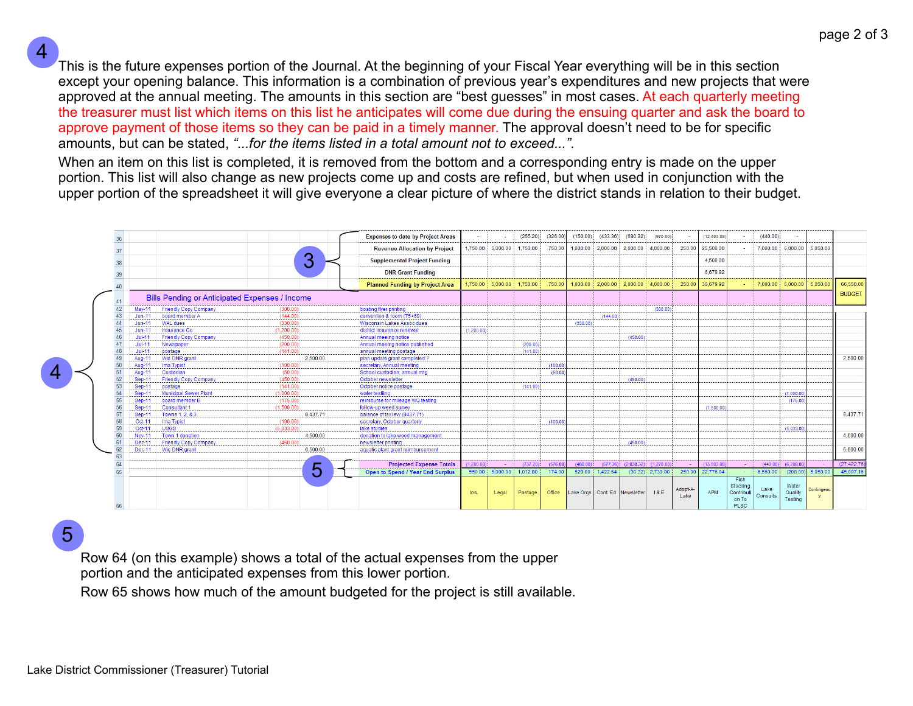**4**

This is the future expenses portion of the Journal. At the beginning of your Fiscal Year everything will be in this section except your opening balance. This information is a combination of previous year's expenditures and new projects that were approved at the annual meeting. The amounts in this section are "best guesses" in most cases. At each quarterly meeting the treasurer must list which items on this list he anticipates will come due during the ensuing quarter and ask the board to approve payment of those items so they can be paid in a timely manner. The approval doesn't need to be for specific amounts, but can be stated, *"...for the items listed in a total amount not to exceed..."*.

When an item on this list is completed, it is removed from the bottom and a corresponding entry is made on the upper portion. This list will also change as new projects come up and costs are refined, but when used in conjunction with the upper portion of the spreadsheet it will give everyone a clear picture of where the district stands in relation to their budget.

| Row | Date | Payee | Expense | Income | Description | Ins. | Legal | Postage | Office | Lake Orgs | Cont. Ed | Newsletter | I & E | Adopt-A-Lake | APM | Fish Stocking Contribution To PLSC | Lake Consults | Water Quality Testing | Contingency | Total |
|---|---|---|---|---|---|---|---|---|---|---|---|---|---|---|---|---|---|---|---|---|
| 36 | | | | | Expenses to date by Project Areas | - | - | (255.20) | (326.00) | (150.00) | (433.36) | (880.32) | (970.00) | - | (12,403.88) | | (440.00) | - | | |
| 37 | | | | | Revenue Allocation by Project | 1,750.00 | 5,000.00 | 1,750.00 | 750.00 | 1,000.00 | 2,000.00 | 2,000.00 | 4,000.00 | 250.00 | 25,500.00 | - | 7,000.00 | 5,000.00 | 5,050.00 | |
| 38 | | | | | Supplemental Project Funding | | | | | | | | | | 4,500.00 | | | | | |
| 39 | | | | | DNR Grant Funding | | | | | | | | | | 6,679.92 | | | | | |
| 40 | | | | | Planned Funding by Project Area | 1,750.00 | 5,000.00 | 1,750.00 | 750.00 | 1,000.00 | 2,000.00 | 2,000.00 | 4,000.00 | 250.00 | 36,679.92 | - | 7,000.00 | 5,000.00 | 5,050.00 | 66,550.00 |
| 41 | | Bills Pending or Anticipated Expenses / Income | | | | | | | | | | | | | | | | | | BUDGET |
| 42 | May-11 | Friendly Copy Company | (300.00) | | boating flyer printing | | | | | | | | (300.00) | | | | | | | |
| 43 | Jun-11 | board member A | (144.00) | | convention & room (75+69) | | | | | | (144.00) | | | | | | | | | |
| 44 | Jun-11 | WAL dues | (330.00) | | Wisconsin Lakes Assoc dues | | | | | (330.00) | | | | | | | | | | |
| 45 | Jun-11 | Insurance Co | (1,200.00) | | district insurance renewal | (1,200.00) | | | | | | | | | | | | | | |
| 46 | Jul-11 | Friendly Copy Company | (450.00) | | Annual meeting notice | | | | | | | (450.00) | | | | | | | | |
| 47 | Jul-11 | Newspaper | (200.00) | | Annual meeting notice published | | | (200.00) | | | | | | | | | | | | |
| 48 | Jul-11 | postage | (141.00) | | annual meeting postage | | | (141.00) | | | | | | | | | | | | |
| 49 | Aug-11 | Wis DNR grant | | 2,500.00 | plan update grant completed ? | | | | | | | | | | | | | | | 2,500.00 |
| 50 | Aug-11 | Ima Typist | (100.00) | | secretary, Annual meeting | | | | (100.00) | | | | | | | | | | | |
| 51 | Aug-11 | Custodian | (50.00) | | School custodian, annual mtg | | | | (50.00) | | | | | | | | | | | |
| 52 | Sep-11 | Friendly Copy Company | (450.00) | | October newsletter | | | | | | | (450.00) | | | | | | | | |
| 53 | Sep-11 | postage | (141.00) | | October notice postage | | | (141.00) | | | | | | | | | | | | |
| 54 | Sep-11 | Municipal Sewer Plant | (1,000.00) | | water testing | | | | | | | | | | | | | (1,000.00) | | |
| 55 | Sep-11 | board member B | (175.00) | | reimburse for mileage WQ testing | | | | | | | | | | | | | (175.00) | | |
| 56 | Sep-11 | Consultant 1 | (1,500.00) | | follow-up weed survey | | | | | | | | | | (1,500.00) | | | | | |
| 57 | Sep-11 | Towns 1, 2, & 3 | | 8,437.71 | balance of tax levy (8437.71) | | | | | | | | | | | | | | | 8,437.71 |
| 58 | Oct-11 | Ima Typist | (100.00) | | secretary, October quarterly | | | | (100.00) | | | | | | | | | | | |
| 59 | Oct-11 | USGS | (5,033.00) | | lake studies | | | | | | | | | | | | | (5,033.00) | | |
| 60 | Nov-11 | Town 1 donation | | 4,500.00 | donation to lake weed management | | | | | | | | | | | | | | | 4,500.00 |
| 61 | Dec-11 | Friendly Copy Company | (450.00) | | newsletter printing | | | | | | | (450.00) | | | | | | | | |
| 62 | Dec-11 | Wis DNR grant | | 6,500.00 | aquatic plant grant reimbursement | | | | | | | | | | | | | | | 6,500.00 |
| 63 | | | | | | | | | | | | | | | | | | | | |
| 64 | | | | | Projected Expense Totals | (1,200.00) | - | (737.20) | (576.00) | (480.00) | (577.36) | (2,030.32) | (1,270.00) | - | (13,903.88) | - | (440.00) | (6,208.00) | - | (27,422.76) |
| 65 | | | | | Open to Spend / Year End Surplus | 550.00 | 5,000.00 | 1,012.80 | 174.00 | 520.00 | 1,422.64 | (30.32) | 2,730.00 | 250.00 | 22,776.04 | - | 6,560.00 | (208.00) | 5,050.00 | 45,807.16 |

**5**

Row 64 (on this example) shows a total of the actual expenses from the upper portion and the anticipated expenses from this lower portion.

Row 65 shows how much of the amount budgeted for the project is still available.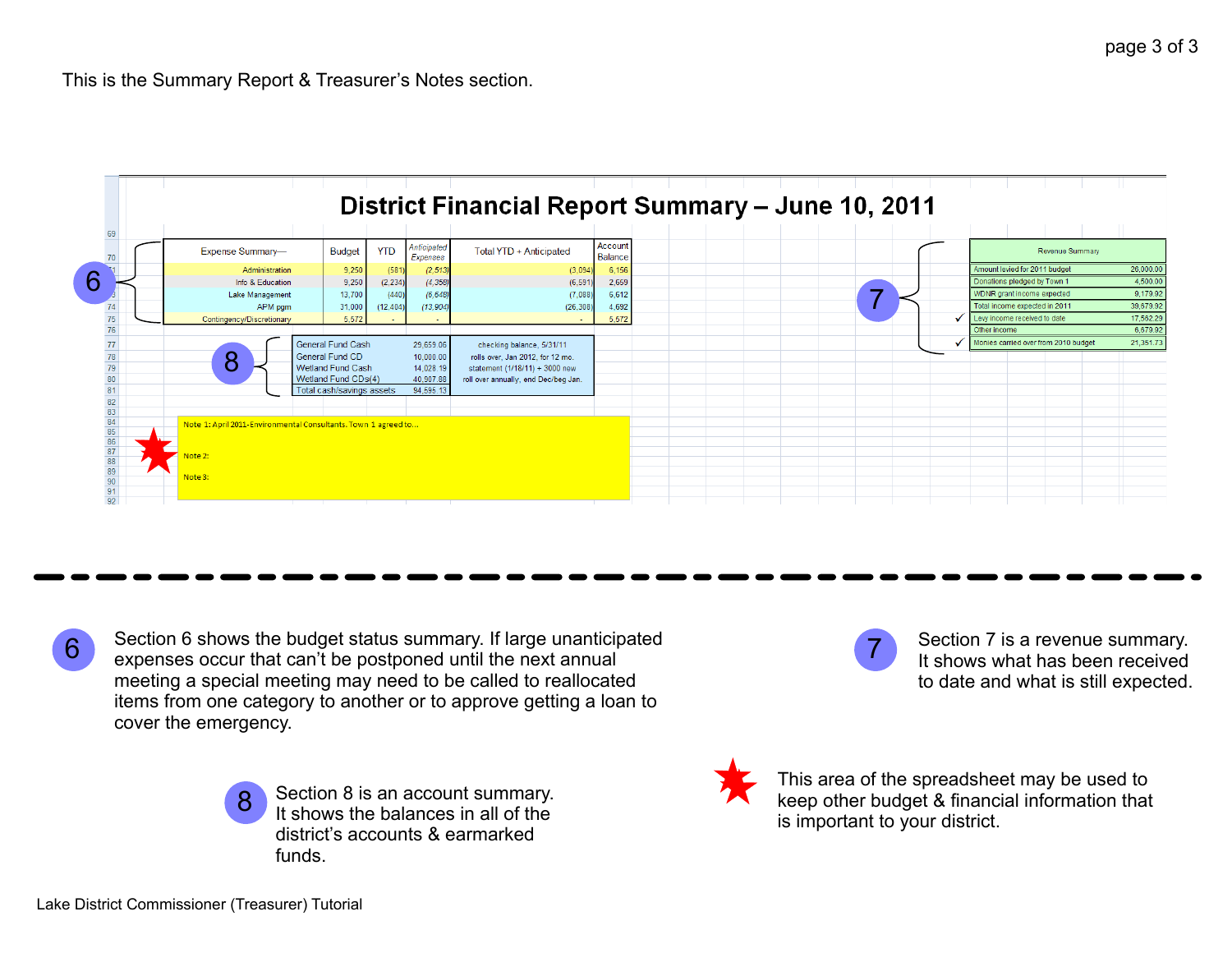This is the Summary Report & Treasurer's Notes section.

# District Financial Report Summary – June 10, 2011

**6**

| Expense Summary— | Budget | YTD | Anticipated Expenses | Total YTD + Anticipated | Account Balance |
|---|---|---|---|---|---|
| Administration | 9,250 | (581) | (2,513) | (3,094) | 6,156 |
| Info & Education | 9,250 | (2,234) | (4,358) | (6,591) | 2,659 |
| Lake Management | 13,700 | (440) | (6,648) | (7,088) | 6,612 |
| APM pgm | 31,000 | (12,404) | (13,904) | (26,308) | 4,692 |
| Contingency/Discretionary | 5,572 | - | - | - | 5,572 |

**7**

| Revenue Summary | |
|---|---|
| Amount levied for 2011 budget | 26,000.00 |
| Donations pledged by Town 1 | 4,500.00 |
| WDNR grant income expected | 9,179.92 |
| Total income expected in 2011 | 39,679.92 |
| ✓ Levy income received to date | 17,562.29 |
| Other income | 6,679.92 |
| ✓ Monies carried over from 2010 budget | 21,351.73 |

**8**

| | | |
|---|---|---|
| General Fund Cash | 29,659.06 | checking balance, 5/31/11 |
| General Fund CD | 10,000.00 | rolls over, Jan 2012, for 12 mo. |
| Wetland Fund Cash | 14,028.19 | statement (1/18/11) + 3000 new |
| Wetland Fund CDs(4) | 40,907.88 | roll over annually, end Dec/beg Jan. |
| Total cash/savings assets | 94,595.13 | |

★

Note 1: April 2011-Environmental Consultants. Town 1 agreed to...

Note 2:

Note 3:

---

**6** Section 6 shows the budget status summary. If large unanticipated expenses occur that can't be postponed until the next annual meeting a special meeting may need to be called to reallocated items from one category to another or to approve getting a loan to cover the emergency.

**7** Section 7 is a revenue summary. It shows what has been received to date and what is still expected.

**8** Section 8 is an account summary. It shows the balances in all of the district's accounts & earmarked funds.

★ This area of the spreadsheet may be used to keep other budget & financial information that is important to your district.

Lake District Commissioner (Treasurer) Tutorial